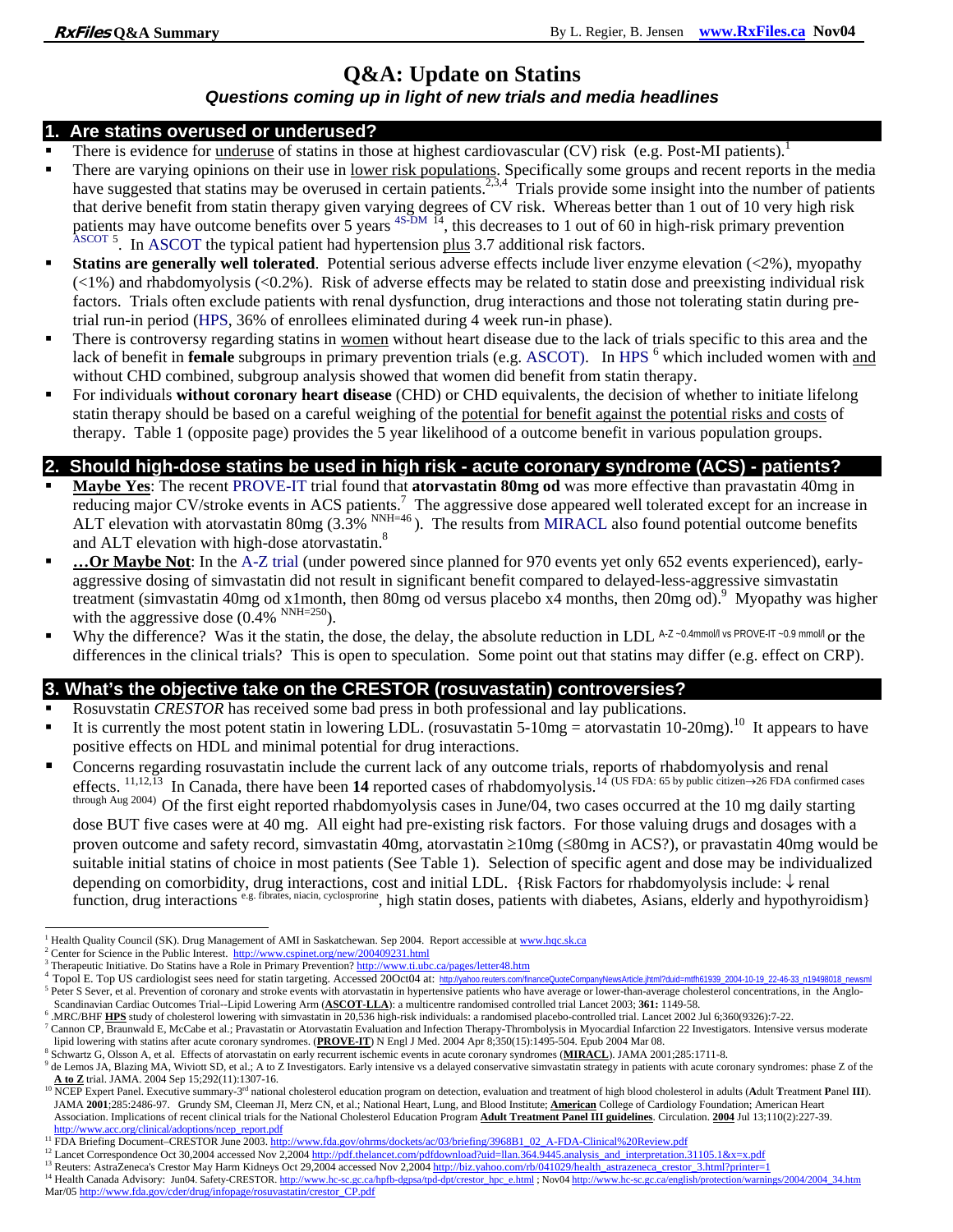# Q&A: Update on Statins

### *Questions coming up in light of new trials and media headlines*

## 1. Are statins overused or underused?

- There is evidence for underuse of statins in those at highest cardiovascular (CV) risk (e.g. Post-MI patients).[1]
- There are varying opinions on their use in lower risk populations. Specifically some groups and recent reports in the media have suggested that statins may be overused in certain patients.[2,3,4] Trials provide some insight into the number of patients that derive benefit from statin therapy given varying degrees of CV risk. Whereas better than 1 out of 10 very high risk patients may have outcome benefits over 5 years [4S-DM 14], this decreases to 1 out of 60 in high-risk primary prevention [ASCOT 5]. In ASCOT the typical patient had hypertension plus 3.7 additional risk factors.
- **Statins are generally well tolerated**. Potential serious adverse effects include liver enzyme elevation (<2%), myopathy (<1%) and rhabdomyolysis (<0.2%). Risk of adverse effects may be related to statin dose and preexisting individual risk factors. Trials often exclude patients with renal dysfunction, drug interactions and those not tolerating statin during pre-trial run-in period (HPS, 36% of enrollees eliminated during 4 week run-in phase).
- There is controversy regarding statins in women without heart disease due to the lack of trials specific to this area and the lack of benefit in **female** subgroups in primary prevention trials (e.g. ASCOT). In HPS [6] which included women with and without CHD combined, subgroup analysis showed that women did benefit from statin therapy.
- For individuals **without coronary heart disease** (CHD) or CHD equivalents, the decision of whether to initiate lifelong statin therapy should be based on a careful weighing of the potential for benefit against the potential risks and costs of therapy. Table 1 (opposite page) provides the 5 year likelihood of a outcome benefit in various population groups.

## 2. Should high-dose statins be used in high risk - acute coronary syndrome (ACS) - patients?

- **Maybe Yes**: The recent PROVE-IT trial found that **atorvastatin 80mg od** was more effective than pravastatin 40mg in reducing major CV/stroke events in ACS patients.[7] The aggressive dose appeared well tolerated except for an increase in ALT elevation with atorvastatin 80mg (3.3% [NNH=46]). The results from MIRACL also found potential outcome benefits and ALT elevation with high-dose atorvastatin.[8]
- **…Or Maybe Not**: In the A-Z trial (under powered since planned for 970 events yet only 652 events experienced), early-aggressive dosing of simvastatin did not result in significant benefit compared to delayed-less-aggressive simvastatin treatment (simvastatin 40mg od x1month, then 80mg od versus placebo x4 months, then 20mg od).[9] Myopathy was higher with the aggressive dose (0.4% [NNH=250]).
- Why the difference? Was it the statin, the dose, the delay, the absolute reduction in LDL [A-Z ~0.4mmol/l vs PROVE-IT ~0.9 mmol/l] or the differences in the clinical trials? This is open to speculation. Some point out that statins may differ (e.g. effect on CRP).

## 3. What's the objective take on the CRESTOR (rosuvastatin) controversies?

- Rosuvastatin *CRESTOR* has received some bad press in both professional and lay publications.
- It is currently the most potent statin in lowering LDL. (rosuvastatin 5-10mg = atorvastatin 10-20mg).[10] It appears to have positive effects on HDL and minimal potential for drug interactions.
- Concerns regarding rosuvastatin include the current lack of any outcome trials, reports of rhabdomyolysis and renal effects.[11,12,13] In Canada, there have been **14** reported cases of rhabdomyolysis.[14] (US FDA: 65 by public citizen→26 FDA confirmed cases through Aug 2004) Of the first eight reported rhabdomyolysis cases in June/04, two cases occurred at the 10 mg daily starting dose BUT five cases were at 40 mg. All eight had pre-existing risk factors. For those valuing drugs and dosages with a proven outcome and safety record, simvastatin 40mg, atorvastatin ≥10mg (≤80mg in ACS?), or pravastatin 40mg would be suitable initial statins of choice in most patients (See Table 1). Selection of specific agent and dose may be individualized depending on comorbidity, drug interactions, cost and initial LDL. {Risk Factors for rhabdomyolysis include: ↓ renal function, drug interactions (e.g. fibrates, niacin, cyclosprorine), high statin doses, patients with diabetes, Asians, elderly and hypothyroidism}

---

[1] Health Quality Council (SK). Drug Management of AMI in Saskatchewan. Sep 2004. Report accessible at www.hqc.sk.ca

[2] Center for Science in the Public Interest. http://www.cspinet.org/new/200409231.html

[3] Therapeutic Initiative. Do Statins have a Role in Primary Prevention? http://www.ti.ubc.ca/pages/letter48.htm

[4] Topol E. Top US cardiologist sees need for statin targeting. Accessed 20Oct04 at: http://yahoo.reuters.com/financeQuoteCompanyNewsArticle.jhtml?duid=mtfh61939_2004-10-19_22-46-33_n19498018_newsml

[5] Peter S Sever, et al. Prevention of coronary and stroke events with atorvastatin in hypertensive patients who have average or lower-than-average cholesterol concentrations, in the Anglo-Scandinavian Cardiac Outcomes Trial--Lipid Lowering Arm (**ASCOT-LLA**): a multicentre randomised controlled trial Lancet 2003; **361:** 1149-58.

[6] .MRC/BHF **HPS** study of cholesterol lowering with simvastatin in 20,536 high-risk individuals: a randomised placebo-controlled trial. Lancet 2002 Jul 6;360(9326):7-22.

[7] Cannon CP, Braunwald E, McCabe et al.; Pravastatin or Atorvastatin Evaluation and Infection Therapy-Thrombolysis in Myocardial Infarction 22 Investigators. Intensive versus moderate lipid lowering with statins after acute coronary syndromes. (**PROVE-IT**) N Engl J Med. 2004 Apr 8;350(15):1495-504. Epub 2004 Mar 08.

[8] Schwartz G, Olsson A, et al. Effects of atorvastatin on early recurrent ischemic events in acute coronary syndromes (**MIRACL**). JAMA 2001;285:1711-8.

[9] de Lemos JA, Blazing MA, Wiviott SD, et al.; A to Z Investigators. Early intensive vs a delayed conservative simvastatin strategy in patients with acute coronary syndromes: phase Z of the **A to Z** trial. JAMA. 2004 Sep 15;292(11):1307-16.

[10] NCEP Expert Panel. Executive summary-3rd national cholesterol education program on detection, evaluation and treatment of high blood cholesterol in adults (**A**dult **T**reatment **P**anel **III**). JAMA **2001**;285:2486-97. Grundy SM, Cleeman JI, Merz CN, et al.; National Heart, Lung, and Blood Institute; **American** College of Cardiology Foundation; American Heart Association. Implications of recent clinical trials for the National Cholesterol Education Program **Adult Treatment Panel III guidelines**. Circulation. **2004** Jul 13;110(2):227-39. http://www.acc.org/clinical/adoptions/ncep_report.pdf

[11] FDA Briefing Document–CRESTOR June 2003. http://www.fda.gov/ohrms/dockets/ac/03/briefing/3968B1_02_A-FDA-Clinical%20Review.pdf

[12] Lancet Correspondence Oct 30,2004 accessed Nov 2,2004 http://pdf.thelancet.com/pdfdownload?uid=llan.364.9445.analysis_and_interpretation.31105.1&x=x.pdf

[13] Reuters: AstraZeneca's Crestor May Harm Kidneys Oct 29,2004 accessed Nov 2,2004 http://biz.yahoo.com/rb/041029/health_astrazeneca_crestor_3.html?printer=1

[14] Health Canada Advisory: Jun04. Safety-CRESTOR. http://www.hc-sc.gc.ca/hpfb-dgpsa/tpd-dpt/crestor_hpc_e.html ; Nov04 http://www.hc-sc.gc.ca/english/protection/warnings/2004/2004_34.htm Mar/05 http://www.fda.gov/cder/drug/infopage/rosuvastatin/crestor_CP.pdf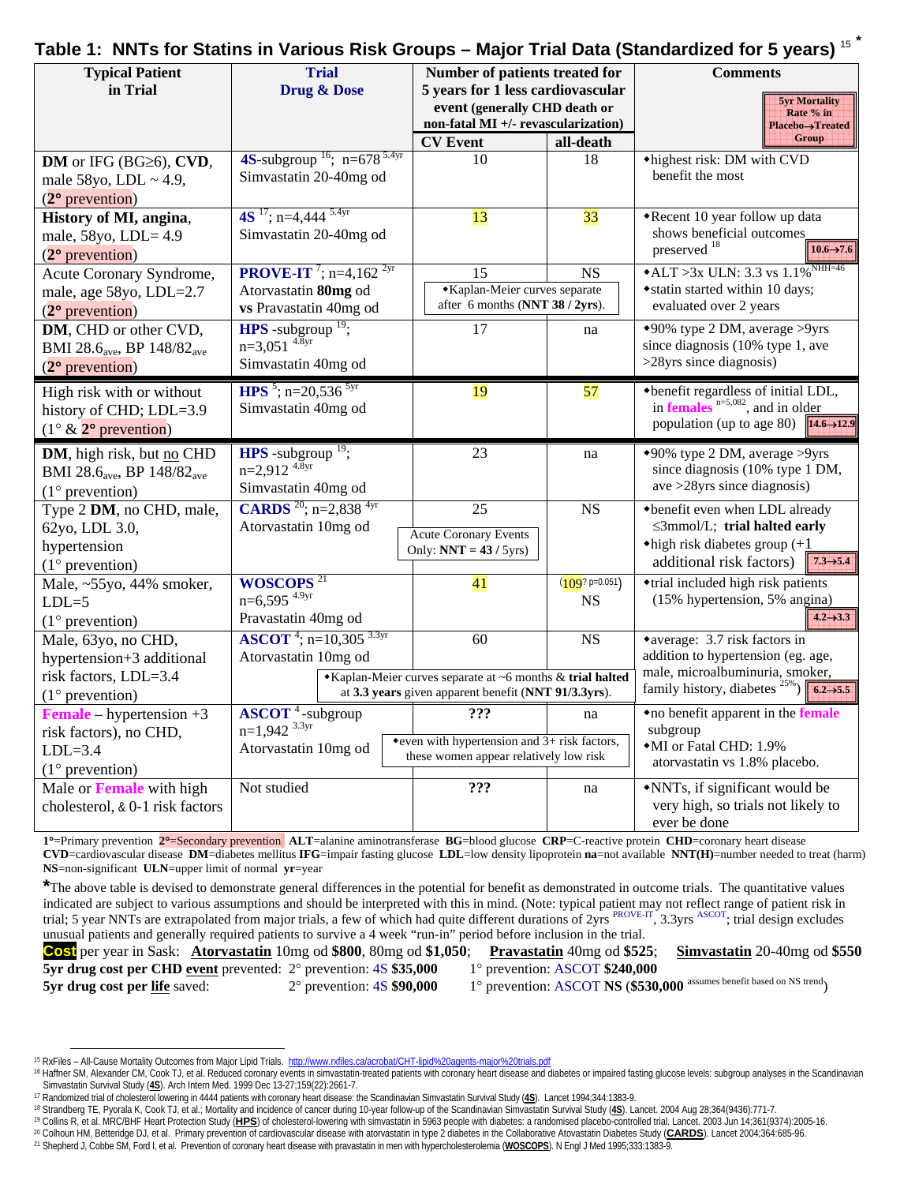## Table 1: NNTs for Statins in Various Risk Groups – Major Trial Data (Standardized for 5 years) [15] *

| Typical Patient in Trial | Trial Drug & Dose | Number of patients treated for 5 years for 1 less cardiovascular event (generally CHD death or non-fatal MI +/- revascularization): CV Event | all-death | Comments (5yr Mortality Rate % in Placebo→Treated Group) |
|---|---|---|---|---|
| **DM** or IFG (BG≥6), **CVD**, male 58yo, LDL ~ 4.9, (**2°** prevention) | **4S**-subgroup [16]; n=678 [5.4yr] Simvastatin 20-40mg od | 10 | 18 | ◆highest risk: DM with CVD benefit the most |
| **History of MI, angina**, male, 58yo, LDL= 4.9 (**2°** prevention) | **4S** [17]; n=4,444 [5.4yr] Simvastatin 20-40mg od | 13 | 33 | ◆Recent 10 year follow up data shows beneficial outcomes preserved [18] **10.6→7.6** |
| Acute Coronary Syndrome, male, age 58yo, LDL=2.7 (**2°** prevention) | **PROVE-IT** [7]; n=4,162 [2yr] Atorvastatin **80mg** od **vs** Pravastatin 40mg od | 15 ◆Kaplan-Meier curves separate after 6 months (**NNT 38 / 2yrs**). | NS | ◆ALT >3x ULN: 3.3 vs 1.1% [NNH=46] ◆statin started within 10 days; evaluated over 2 years |
| **DM**, CHD or other CVD, BMI $28.6_{ave}$, BP $148/82_{ave}$ (**2°** prevention) | **HPS** -subgroup [19]; n=3,051 [4.8yr] Simvastatin 40mg od | 17 | na | ◆90% type 2 DM, average >9yrs since diagnosis (10% type 1, ave >28yrs since diagnosis) |
| High risk with or without history of CHD; LDL=3.9 (1° & **2°** prevention) | **HPS** [5]; n=20,536 [5yr] Simvastatin 40mg od | 19 | 57 | ◆benefit regardless of initial LDL, in **females** [n=5,082], and in older population (up to age 80) **14.6→12.9** |
| **DM**, high risk, but no CHD BMI $28.6_{ave}$, BP $148/82_{ave}$ (1° prevention) | **HPS** -subgroup [19]; n=2,912 [4.8yr] Simvastatin 40mg od | 23 | na | ◆90% type 2 DM, average >9yrs since diagnosis (10% type 1 DM, ave >28yrs since diagnosis) |
| Type 2 **DM**, no CHD, male, 62yo, LDL 3.0, hypertension (1° prevention) | **CARDS** [20]; n=2,838 [4yr] Atorvastatin 10mg od | 25 Acute Coronary Events Only: **NNT = 43** / 5yrs) | NS | ◆benefit even when LDL already ≤3mmol/L; **trial halted early** ◆high risk diabetes group (+1 additional risk factors) **7.3→5.4** |
| Male, ~55yo, 44% smoker, LDL=5 (1° prevention) | **WOSCOPS** [21] n=6,595 [4.9yr] Pravastatin 40mg od | 41 | (109? p=0.051) NS | ◆trial included high risk patients (15% hypertension, 5% angina) **4.2→3.3** |
| Male, 63yo, no CHD, hypertension+3 additional risk factors, LDL=3.4 (1° prevention) | **ASCOT** [4]; n=10,305 [3.3yr] Atorvastatin 10mg od | 60 ◆Kaplan-Meier curves separate at ~6 months & **trial halted** at **3.3 years** given apparent benefit (**NNT 91/3.3yrs**). | NS | ◆average: 3.7 risk factors in addition to hypertension (eg. age, male, microalbuminuria, smoker, family history, diabetes [25%]) **6.2→5.5** |
| **Female** – hypertension +3 risk factors), no CHD, LDL=3.4 (1° prevention) | **ASCOT** [4] -subgroup n=1,942 [3.3yr] Atorvastatin 10mg od | **???** ◆even with hypertension and 3+ risk factors, these women appear relatively low risk | na | ◆no benefit apparent in the **female** subgroup ◆MI or Fatal CHD: 1.9% atorvastatin vs 1.8% placebo. |
| Male or **Female** with high cholesterol, & 0-1 risk factors | Not studied | **???** | na | ◆NNTs, if significant would be very high, so trials not likely to ever be done |

**1°**=Primary prevention **2°**=Secondary prevention **ALT**=alanine aminotransferase **BG**=blood glucose **CRP**=C-reactive protein **CHD**=coronary heart disease **CVD**=cardiovascular disease **DM**=diabetes mellitus **IFG**=impair fasting glucose **LDL**=low density lipoprotein **na**=not available **NNT(H)**=number needed to treat (harm) **NS**=non-significant **ULN**=upper limit of normal **yr**=year

*The above table is devised to demonstrate general differences in the potential for benefit as demonstrated in outcome trials. The quantitative values indicated are subject to various assumptions and should be interpreted with this in mind. (Note: typical patient may not reflect range of patient risk in trial; 5 year NNTs are extrapolated from major trials, a few of which had quite different durations of 2yrs [PROVE-IT], 3.3yrs [ASCOT]; trial design excludes unusual patients and generally required patients to survive a 4 week "run-in" period before inclusion in the trial.

**Cost** per year in Sask: **Atorvastatin** 10mg od **$800**, 80mg od **$1,050**; **Pravastatin** 40mg od **$525**; **Simvastatin** 20-40mg od **$550**

**5yr drug cost per CHD event prevented:** 2° prevention: 4S **$35,000** 1° prevention: ASCOT **$240,000**

**5yr drug cost per life saved:** 2° prevention: 4S **$90,000** 1° prevention: ASCOT **NS** (**$530,000** [assumes benefit based on NS trend])

---

[15] RxFiles – All-Cause Mortality Outcomes from Major Lipid Trials. http://www.rxfiles.ca/acrobat/CHT-lipid%20agents-major%20trials.pdf

[16] Haffner SM, Alexander CM, Cook TJ, et al. Reduced coronary events in simvastatin-treated patients with coronary heart disease and diabetes or impaired fasting glucose levels: subgroup analyses in the Scandinavian Simvastatin Survival Study (**4S**). Arch Intern Med. 1999 Dec 13-27;159(22):2661-7.

[17] Randomized trial of cholesterol lowering in 4444 patients with coronary heart disease: the Scandinavian Simvastatin Survival Study (**4S**). Lancet 1994;344:1383-9.

[18] Strandberg TE, Pyorala K, Cook TJ, et al.; Mortality and incidence of cancer during 10-year follow-up of the Scandinavian Simvastatin Survival Study (**4S**). Lancet. 2004 Aug 28;364(9436):771-7.

[19] Collins R, et al. MRC/BHF Heart Protection Study (**HPS**) of cholesterol-lowering with simvastatin in 5963 people with diabetes: a randomised placebo-controlled trial. Lancet. 2003 Jun 14;361(9374):2005-16.

[20] Colhoun HM, Betteridge DJ, et al. Primary prevention of cardiovascular disease with atorvastatin in type 2 diabetes in the Collaborative Atorvastatin Diabetes Study (**CARDS**). Lancet 2004;364:685-96.

[21] Shepherd J, Cobbe SM, Ford I, et al. Prevention of coronary heart disease with pravastatin in men with hypercholesterolemia (**WOSCOPS**). N Engl J Med 1995;333:1383-9.